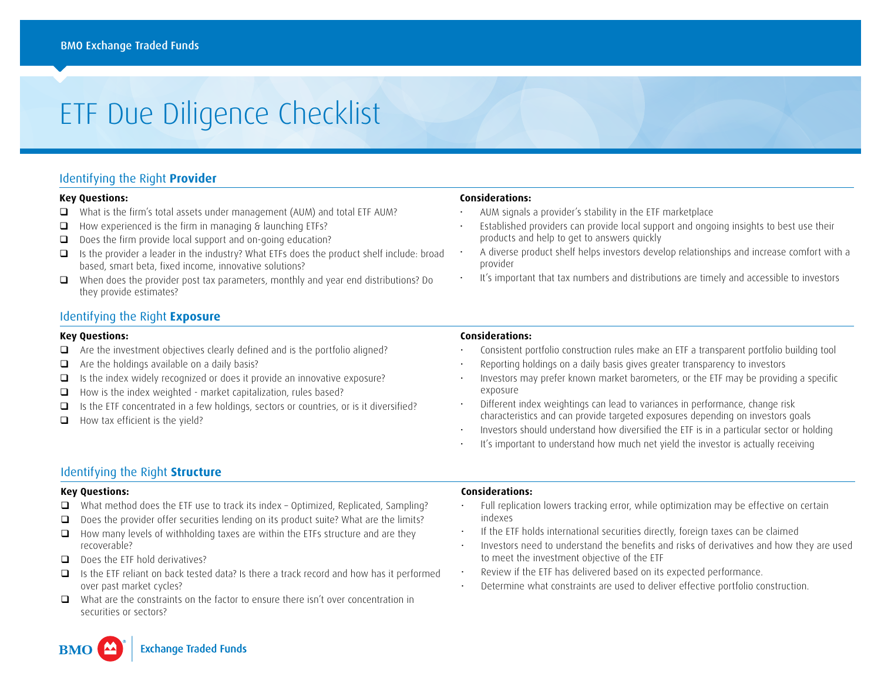# ETF Due Diligence Checklist

## Identifying the Right **Provider**

**Key Questions:**

- ❑ What is the firm's total assets under management (AUM) and total ETF AUM?
- ❑ How experienced is the firm in managing & launching ETFs?
- ❑ Does the firm provide local support and on-going education?
- ❑ Is the provider a leader in the industry? What ETFs does the product shelf include: broad based, smart beta, fixed income, innovative solutions?
- ❑ When does the provider post tax parameters, monthly and year end distributions? Do they provide estimates?

**Considerations:**

- AUM signals a provider's stability in the ETF marketplace
- Established providers can provide local support and ongoing insights to best use their products and help to get to answers quickly
- A diverse product shelf helps investors develop relationships and increase comfort with a provider
- It's important that tax numbers and distributions are timely and accessible to investors

## Identifying the Right **Exposure**

**Key Questions:**

- ❑ Are the investment objectives clearly defined and is the portfolio aligned?
- ❑ Are the holdings available on a daily basis?
- ❑ Is the index widely recognized or does it provide an innovative exposure?
- ❑ How is the index weighted - market capitalization, rules based?
- ❑ Is the ETF concentrated in a few holdings, sectors or countries, or is it diversified?
- ❑ How tax efficient is the yield?

**Considerations:**

- Consistent portfolio construction rules make an ETF a transparent portfolio building tool
- Reporting holdings on a daily basis gives greater transparency to investors
- Investors may prefer known market barometers, or the ETF may be providing a specific exposure
- Different index weightings can lead to variances in performance, change risk characteristics and can provide targeted exposures depending on investors goals
- Investors should understand how diversified the ETF is in a particular sector or holding
- It's important to understand how much net yield the investor is actually receiving

## Identifying the Right **Structure**

**Key Questions:**

- ❑ What method does the ETF use to track its index – Optimized, Replicated, Sampling?
- ❑ Does the provider offer securities lending on its product suite? What are the limits?
- ❑ How many levels of withholding taxes are within the ETFs structure and are they recoverable?
- ❑ Does the ETF hold derivatives?
- ❑ Is the ETF reliant on back tested data? Is there a track record and how has it performed over past market cycles?
- ❑ What are the constraints on the factor to ensure there isn't over concentration in securities or sectors?

**Considerations:**

- Full replication lowers tracking error, while optimization may be effective on certain indexes
- If the ETF holds international securities directly, foreign taxes can be claimed
- Investors need to understand the benefits and risks of derivatives and how they are used to meet the investment objective of the ETF
- Review if the ETF has delivered based on its expected performance.
- Determine what constraints are used to deliver effective portfolio construction.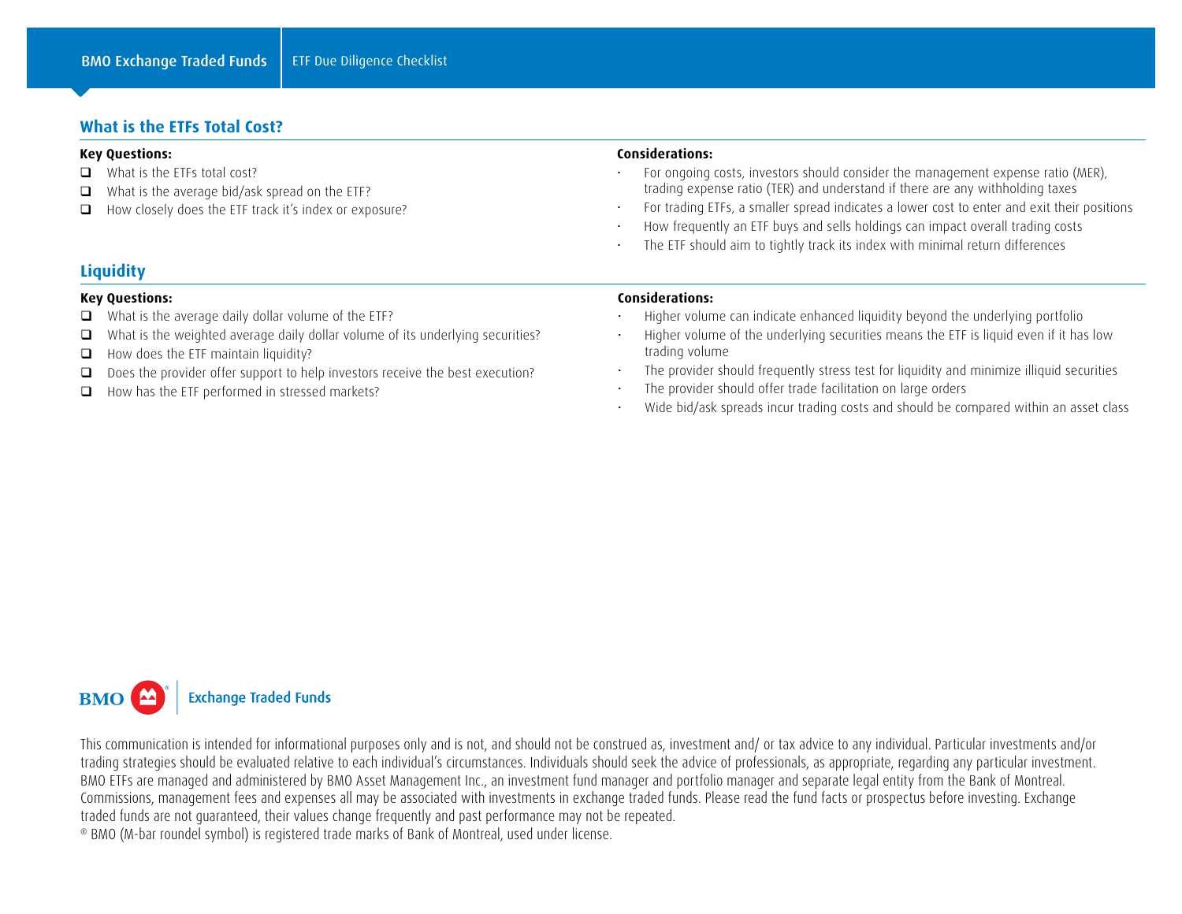## What is the ETFs Total Cost?

**Key Questions:**

- ❑ What is the ETFs total cost?
- ❑ What is the average bid/ask spread on the ETF?
- ❑ How closely does the ETF track it's index or exposure?

**Considerations:**

- For ongoing costs, investors should consider the management expense ratio (MER), trading expense ratio (TER) and understand if there are any withholding taxes
- For trading ETFs, a smaller spread indicates a lower cost to enter and exit their positions
- How frequently an ETF buys and sells holdings can impact overall trading costs
- The ETF should aim to tightly track its index with minimal return differences

## Liquidity

**Key Questions:**

- ❑ What is the average daily dollar volume of the ETF?
- ❑ What is the weighted average daily dollar volume of its underlying securities?
- ❑ How does the ETF maintain liquidity?
- ❑ Does the provider offer support to help investors receive the best execution?
- ❑ How has the ETF performed in stressed markets?

**Considerations:**

- Higher volume can indicate enhanced liquidity beyond the underlying portfolio
- Higher volume of the underlying securities means the ETF is liquid even if it has low trading volume
- The provider should frequently stress test for liquidity and minimize illiquid securities
- The provider should offer trade facilitation on large orders
- Wide bid/ask spreads incur trading costs and should be compared within an asset class

BMO | Exchange Traded Funds

This communication is intended for informational purposes only and is not, and should not be construed as, investment and/ or tax advice to any individual. Particular investments and/or trading strategies should be evaluated relative to each individual's circumstances. Individuals should seek the advice of professionals, as appropriate, regarding any particular investment. BMO ETFs are managed and administered by BMO Asset Management Inc., an investment fund manager and portfolio manager and separate legal entity from the Bank of Montreal. Commissions, management fees and expenses all may be associated with investments in exchange traded funds. Please read the fund facts or prospectus before investing. Exchange traded funds are not guaranteed, their values change frequently and past performance may not be repeated.

® BMO (M-bar roundel symbol) is registered trade marks of Bank of Montreal, used under license.